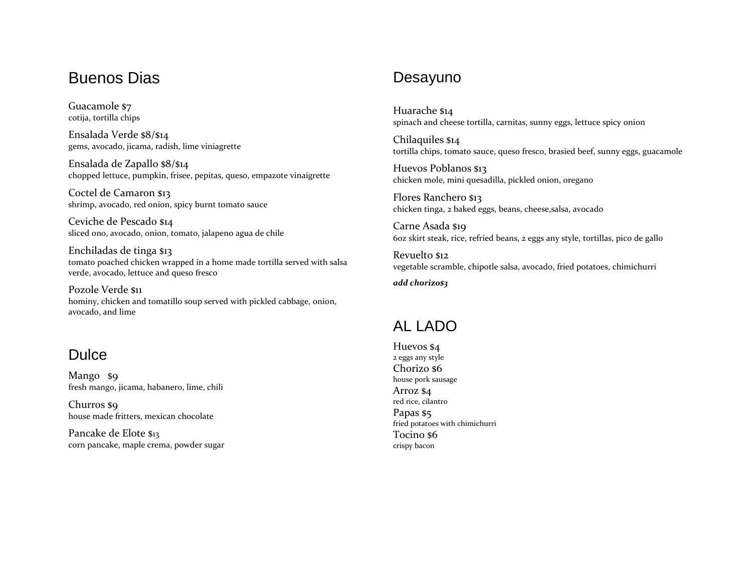## Buenos Dias

Guacamole $7
cotija, tortilla chips

Ensalada Verde $8/$14
gems, avocado, jicama, radish, lime viniagrette

Ensalada de Zapallo $8/$14
chopped lettuce, pumpkin, frisee, pepitas, queso, empazote vinaigrette

Coctel de Camaron $13
shrimp, avocado, red onion, spicy burnt tomato sauce

Ceviche de Pescado $14
sliced ono, avocado, onion, tomato, jalapeno agua de chile

Enchiladas de tinga $13
tomato poached chicken wrapped in a home made tortilla served with salsa verde, avocado, lettuce and queso fresco

Pozole Verde $11
hominy, chicken and tomatillo soup served with pickled cabbage, onion, avocado, and lime

## Dulce

Mango $9
fresh mango, jicama, habanero, lime, chili

Churros $9
house made fritters, mexican chocolate

Pancake de Elote $13
corn pancake, maple crema, powder sugar

## Desayuno

Huarache $14
spinach and cheese tortilla, carnitas, sunny eggs, lettuce spicy onion

Chilaquiles $14
tortilla chips, tomato sauce, queso fresco, brasied beef, sunny eggs, guacamole

Huevos Poblanos $13
chicken mole, mini quesadilla, pickled onion, oregano

Flores Ranchero $13
chicken tinga, 2 baked eggs, beans, cheese,salsa, avocado

Carne Asada $19
6oz skirt steak, rice, refried beans, 2 eggs any style, tortillas, pico de gallo

Revuelto $12
vegetable scramble, chipotle salsa, avocado, fried potatoes, chimichurri

***add chorizo$3***

## AL LADO

Huevos $4
2 eggs any style

Chorizo $6
house pork sausage

Arroz $4
red rice, cilantro

Papas $5
fried potatoes with chimichurri

Tocino $6
crispy bacon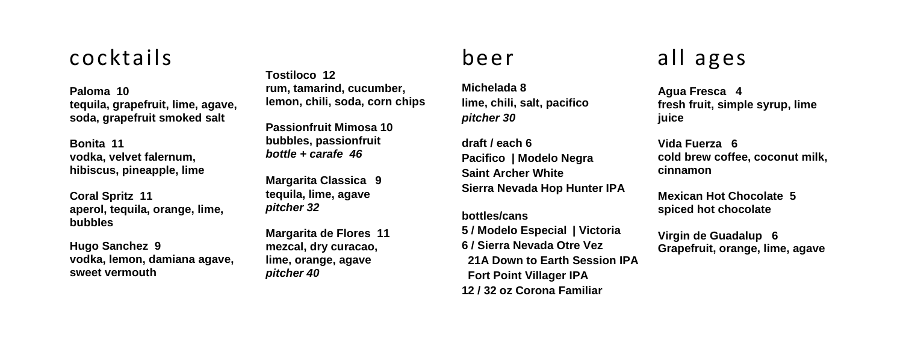## cocktails

**Paloma 10**
**tequila, grapefruit, lime, agave, soda, grapefruit smoked salt**

**Bonita 11**
**vodka, velvet falernum, hibiscus, pineapple, lime**

**Coral Spritz 11**
**aperol, tequila, orange, lime, bubbles**

**Hugo Sanchez 9**
**vodka, lemon, damiana agave, sweet vermouth**

**Tostiloco 12**
**rum, tamarind, cucumber, lemon, chili, soda, corn chips**

**Passionfruit Mimosa 10**
**bubbles, passionfruit**
***bottle + carafe 46***

**Margarita Classica 9**
**tequila, lime, agave**
***pitcher 32***

**Margarita de Flores 11**
**mezcal, dry curacao, lime, orange, agave**
***pitcher 40***

## beer

**Michelada 8**
**lime, chili, salt, pacifico**
***pitcher 30***

**draft / each 6**
**Pacifico | Modelo Negra**
**Saint Archer White**
**Sierra Nevada Hop Hunter IPA**

**bottles/cans**
**5 / Modelo Especial | Victoria**
**6 / Sierra Nevada Otre Vez**
**21A Down to Earth Session IPA**
**Fort Point Villager IPA**
**12 / 32 oz Corona Familiar**

## all ages

**Agua Fresca 4**
**fresh fruit, simple syrup, lime juice**

**Vida Fuerza 6**
**cold brew coffee, coconut milk, cinnamon**

**Mexican Hot Chocolate 5**
**spiced hot chocolate**

**Virgin de Guadalup 6**
**Grapefruit, orange, lime, agave**